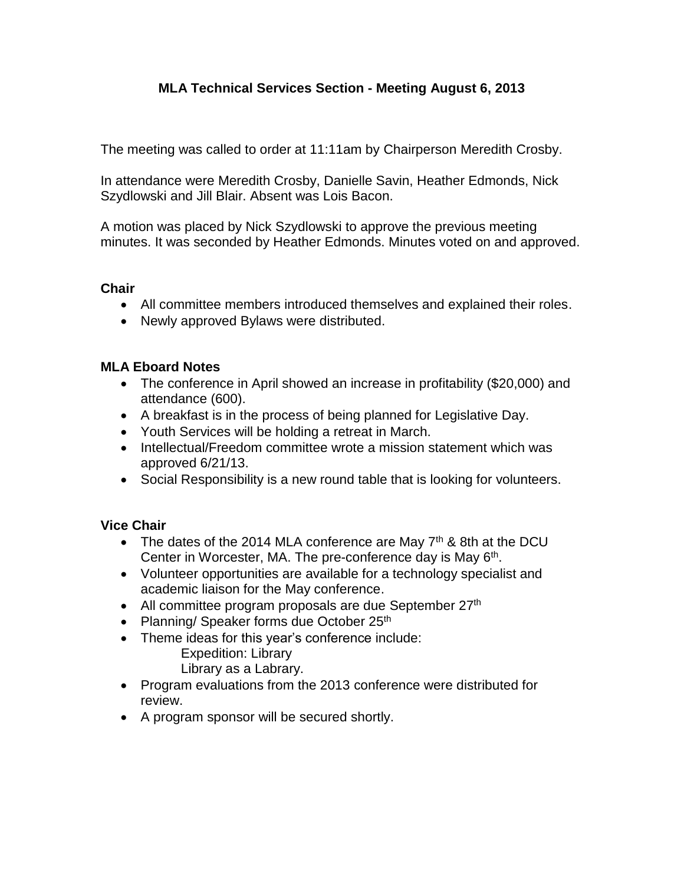# MLA Technical Services Section - Meeting August 6, 2013

The meeting was called to order at 11:11am by Chairperson Meredith Crosby.

In attendance were Meredith Crosby, Danielle Savin, Heather Edmonds, Nick Szydlowski and Jill Blair. Absent was Lois Bacon.

A motion was placed by Nick Szydlowski to approve the previous meeting minutes. It was seconded by Heather Edmonds. Minutes voted on and approved.

### Chair

- All committee members introduced themselves and explained their roles.
- Newly approved Bylaws were distributed.

### MLA Eboard Notes

- The conference in April showed an increase in profitability ($20,000) and attendance (600).
- A breakfast is in the process of being planned for Legislative Day.
- Youth Services will be holding a retreat in March.
- Intellectual/Freedom committee wrote a mission statement which was approved 6/21/13.
- Social Responsibility is a new round table that is looking for volunteers.

### Vice Chair

- The dates of the 2014 MLA conference are May 7th & 8th at the DCU Center in Worcester, MA. The pre-conference day is May 6th.
- Volunteer opportunities are available for a technology specialist and academic liaison for the May conference.
- All committee program proposals are due September 27th
- Planning/ Speaker forms due October 25th
- Theme ideas for this year's conference include:
  - Expedition: Library
  - Library as a Labrary.
- Program evaluations from the 2013 conference were distributed for review.
- A program sponsor will be secured shortly.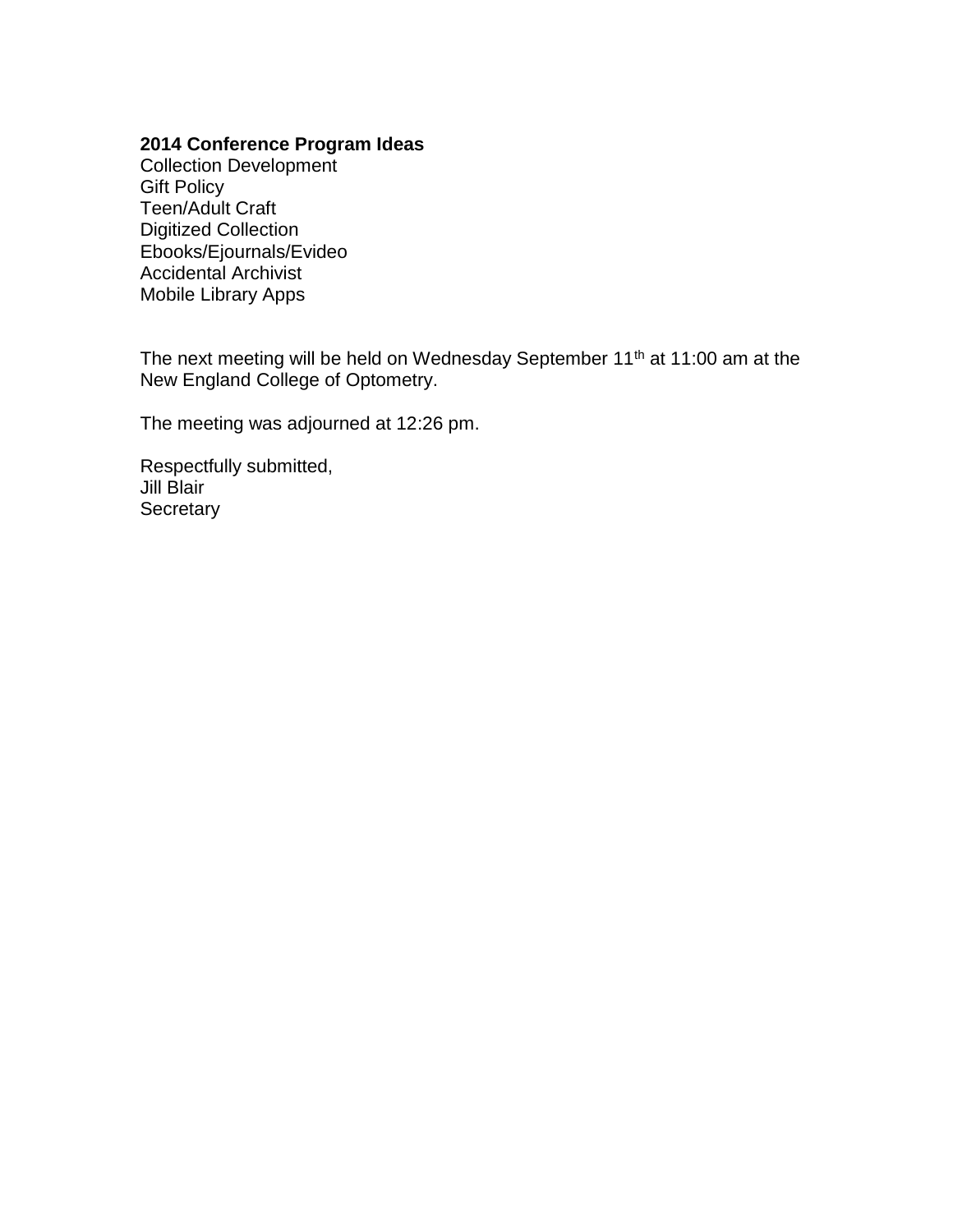**2014 Conference Program Ideas**
Collection Development
Gift Policy
Teen/Adult Craft
Digitized Collection
Ebooks/Ejournals/Evideo
Accidental Archivist
Mobile Library Apps

The next meeting will be held on Wednesday September 11th at 11:00 am at the New England College of Optometry.

The meeting was adjourned at 12:26 pm.

Respectfully submitted,
Jill Blair
Secretary